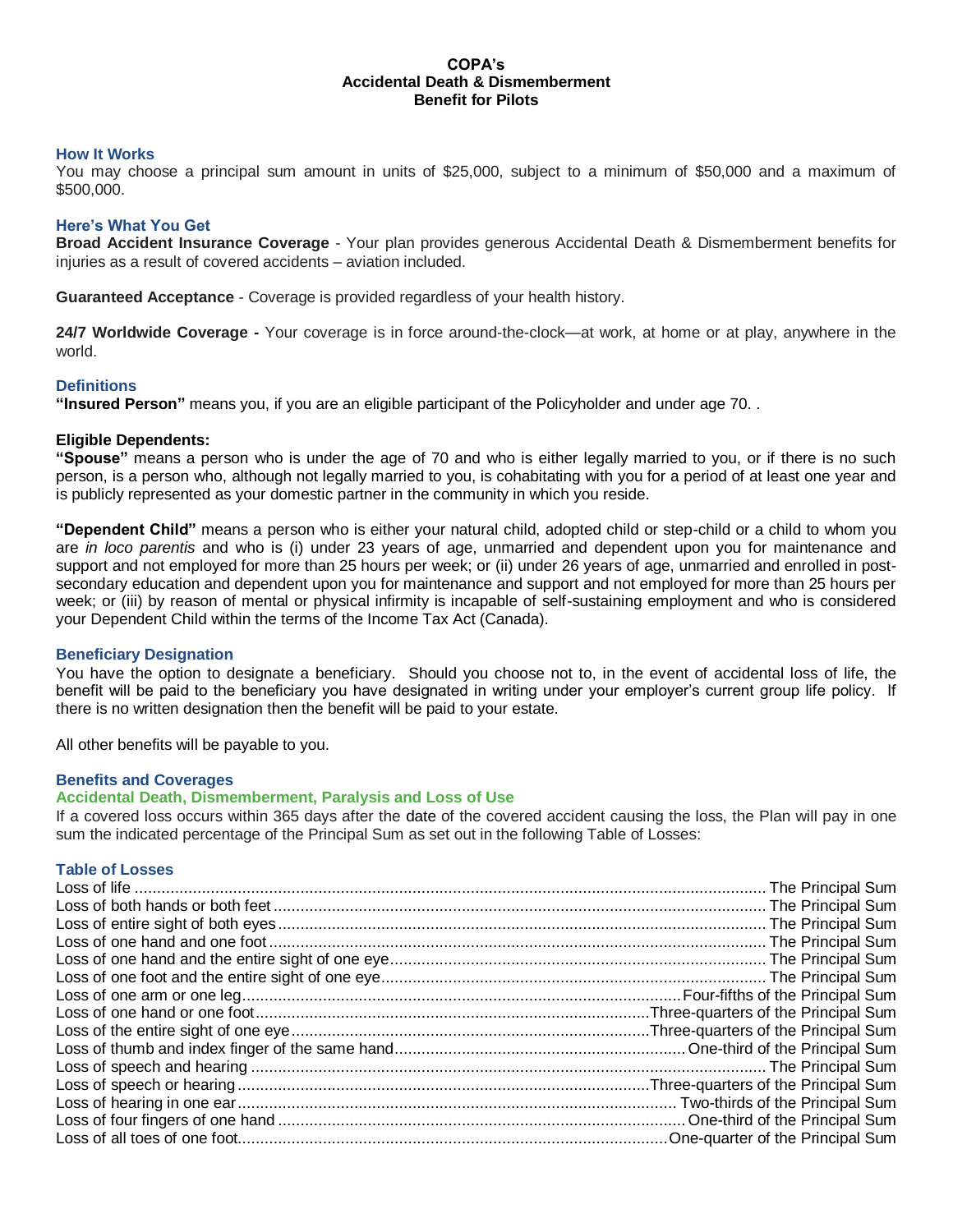# COPA's
# Accidental Death & Dismemberment
# Benefit for Pilots

## How It Works

You may choose a principal sum amount in units of $25,000, subject to a minimum of $50,000 and a maximum of $500,000.

## Here's What You Get

**Broad Accident Insurance Coverage** - Your plan provides generous Accidental Death & Dismemberment benefits for injuries as a result of covered accidents – aviation included.

**Guaranteed Acceptance** - Coverage is provided regardless of your health history.

**24/7 Worldwide Coverage -** Your coverage is in force around-the-clock—at work, at home or at play, anywhere in the world.

## Definitions

**"Insured Person"** means you, if you are an eligible participant of the Policyholder and under age 70. .

**Eligible Dependents:**

**"Spouse"** means a person who is under the age of 70 and who is either legally married to you, or if there is no such person, is a person who, although not legally married to you, is cohabitating with you for a period of at least one year and is publicly represented as your domestic partner in the community in which you reside.

**"Dependent Child"** means a person who is either your natural child, adopted child or step-child or a child to whom you are *in loco parentis* and who is (i) under 23 years of age, unmarried and dependent upon you for maintenance and support and not employed for more than 25 hours per week; or (ii) under 26 years of age, unmarried and enrolled in post-secondary education and dependent upon you for maintenance and support and not employed for more than 25 hours per week; or (iii) by reason of mental or physical infirmity is incapable of self-sustaining employment and who is considered your Dependent Child within the terms of the Income Tax Act (Canada).

## Beneficiary Designation

You have the option to designate a beneficiary. Should you choose not to, in the event of accidental loss of life, the benefit will be paid to the beneficiary you have designated in writing under your employer's current group life policy. If there is no written designation then the benefit will be paid to your estate.

All other benefits will be payable to you.

## Benefits and Coverages

### Accidental Death, Dismemberment, Paralysis and Loss of Use

If a covered loss occurs within 365 days after the date of the covered accident causing the loss, the Plan will pay in one sum the indicated percentage of the Principal Sum as set out in the following Table of Losses:

### Table of Losses

| Loss | Benefit |
|---|---|
| Loss of life | The Principal Sum |
| Loss of both hands or both feet | The Principal Sum |
| Loss of entire sight of both eyes | The Principal Sum |
| Loss of one hand and one foot | The Principal Sum |
| Loss of one hand and the entire sight of one eye | The Principal Sum |
| Loss of one foot and the entire sight of one eye | The Principal Sum |
| Loss of one arm or one leg | Four-fifths of the Principal Sum |
| Loss of one hand or one foot | Three-quarters of the Principal Sum |
| Loss of the entire sight of one eye | Three-quarters of the Principal Sum |
| Loss of thumb and index finger of the same hand | One-third of the Principal Sum |
| Loss of speech and hearing | The Principal Sum |
| Loss of speech or hearing | Three-quarters of the Principal Sum |
| Loss of hearing in one ear | Two-thirds of the Principal Sum |
| Loss of four fingers of one hand | One-third of the Principal Sum |
| Loss of all toes of one foot | One-quarter of the Principal Sum |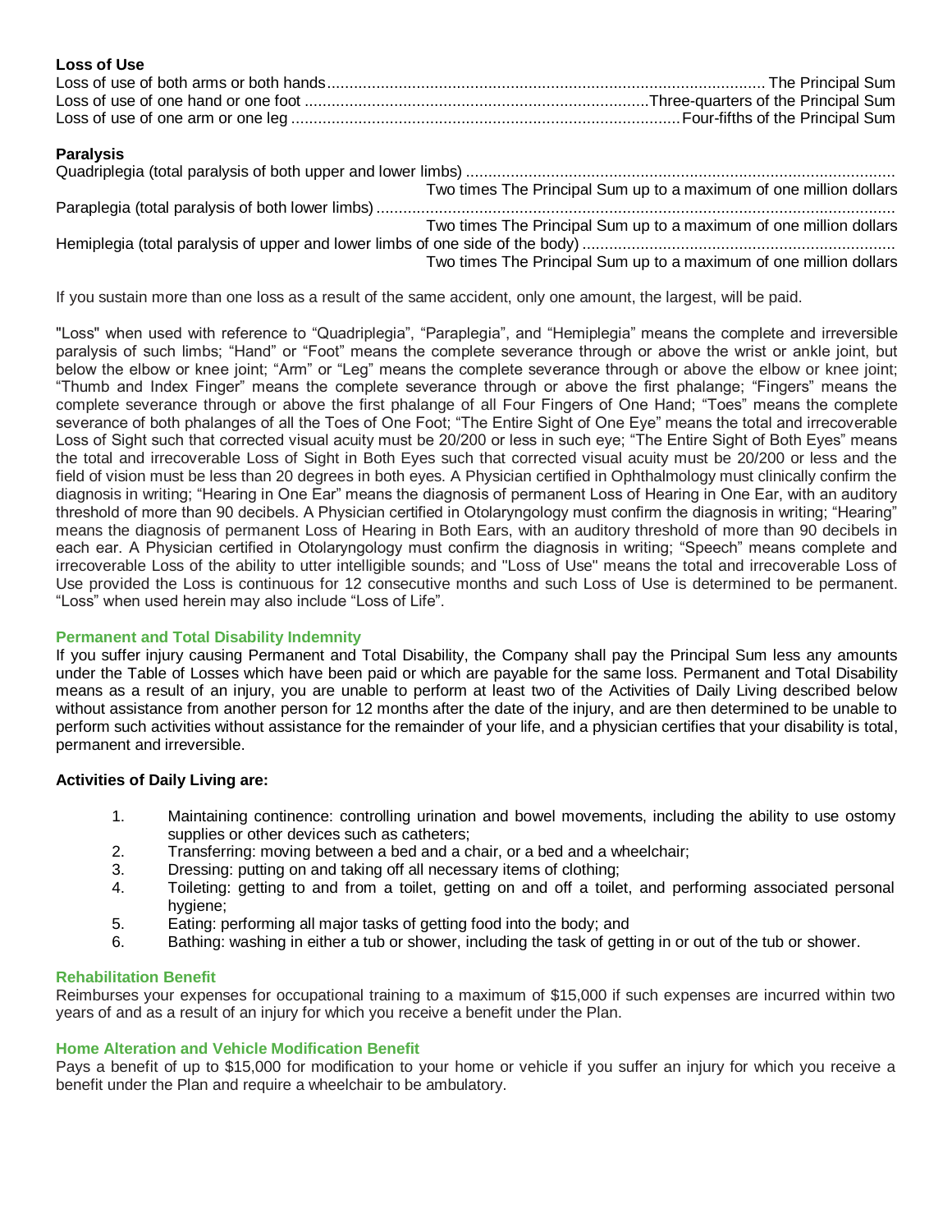**Loss of Use**

Loss of use of both arms or both hands ........ The Principal Sum
Loss of use of one hand or one foot ........ Three-quarters of the Principal Sum
Loss of use of one arm or one leg ........ Four-fifths of the Principal Sum

**Paralysis**

Quadriplegia (total paralysis of both upper and lower limbs) ........ Two times The Principal Sum up to a maximum of one million dollars
Paraplegia (total paralysis of both lower limbs) ........ Two times The Principal Sum up to a maximum of one million dollars
Hemiplegia (total paralysis of upper and lower limbs of one side of the body) ........ Two times The Principal Sum up to a maximum of one million dollars

If you sustain more than one loss as a result of the same accident, only one amount, the largest, will be paid.

"Loss" when used with reference to "Quadriplegia", "Paraplegia", and "Hemiplegia" means the complete and irreversible paralysis of such limbs; "Hand" or "Foot" means the complete severance through or above the wrist or ankle joint, but below the elbow or knee joint; "Arm" or "Leg" means the complete severance through or above the elbow or knee joint; "Thumb and Index Finger" means the complete severance through or above the first phalange; "Fingers" means the complete severance through or above the first phalange of all Four Fingers of One Hand; "Toes" means the complete severance of both phalanges of all the Toes of One Foot; "The Entire Sight of One Eye" means the total and irrecoverable Loss of Sight such that corrected visual acuity must be 20/200 or less in such eye; "The Entire Sight of Both Eyes" means the total and irrecoverable Loss of Sight in Both Eyes such that corrected visual acuity must be 20/200 or less and the field of vision must be less than 20 degrees in both eyes. A Physician certified in Ophthalmology must clinically confirm the diagnosis in writing; "Hearing in One Ear" means the diagnosis of permanent Loss of Hearing in One Ear, with an auditory threshold of more than 90 decibels. A Physician certified in Otolaryngology must confirm the diagnosis in writing; "Hearing" means the diagnosis of permanent Loss of Hearing in Both Ears, with an auditory threshold of more than 90 decibels in each ear. A Physician certified in Otolaryngology must confirm the diagnosis in writing; "Speech" means complete and irrecoverable Loss of the ability to utter intelligible sounds; and "Loss of Use" means the total and irrecoverable Loss of Use provided the Loss is continuous for 12 consecutive months and such Loss of Use is determined to be permanent. "Loss" when used herein may also include "Loss of Life".

### Permanent and Total Disability Indemnity

If you suffer injury causing Permanent and Total Disability, the Company shall pay the Principal Sum less any amounts under the Table of Losses which have been paid or which are payable for the same loss. Permanent and Total Disability means as a result of an injury, you are unable to perform at least two of the Activities of Daily Living described below without assistance from another person for 12 months after the date of the injury, and are then determined to be unable to perform such activities without assistance for the remainder of your life, and a physician certifies that your disability is total, permanent and irreversible.

**Activities of Daily Living are:**

1. Maintaining continence: controlling urination and bowel movements, including the ability to use ostomy supplies or other devices such as catheters;
2. Transferring: moving between a bed and a chair, or a bed and a wheelchair;
3. Dressing: putting on and taking off all necessary items of clothing;
4. Toileting: getting to and from a toilet, getting on and off a toilet, and performing associated personal hygiene;
5. Eating: performing all major tasks of getting food into the body; and
6. Bathing: washing in either a tub or shower, including the task of getting in or out of the tub or shower.

### Rehabilitation Benefit

Reimburses your expenses for occupational training to a maximum of $15,000 if such expenses are incurred within two years of and as a result of an injury for which you receive a benefit under the Plan.

### Home Alteration and Vehicle Modification Benefit

Pays a benefit of up to $15,000 for modification to your home or vehicle if you suffer an injury for which you receive a benefit under the Plan and require a wheelchair to be ambulatory.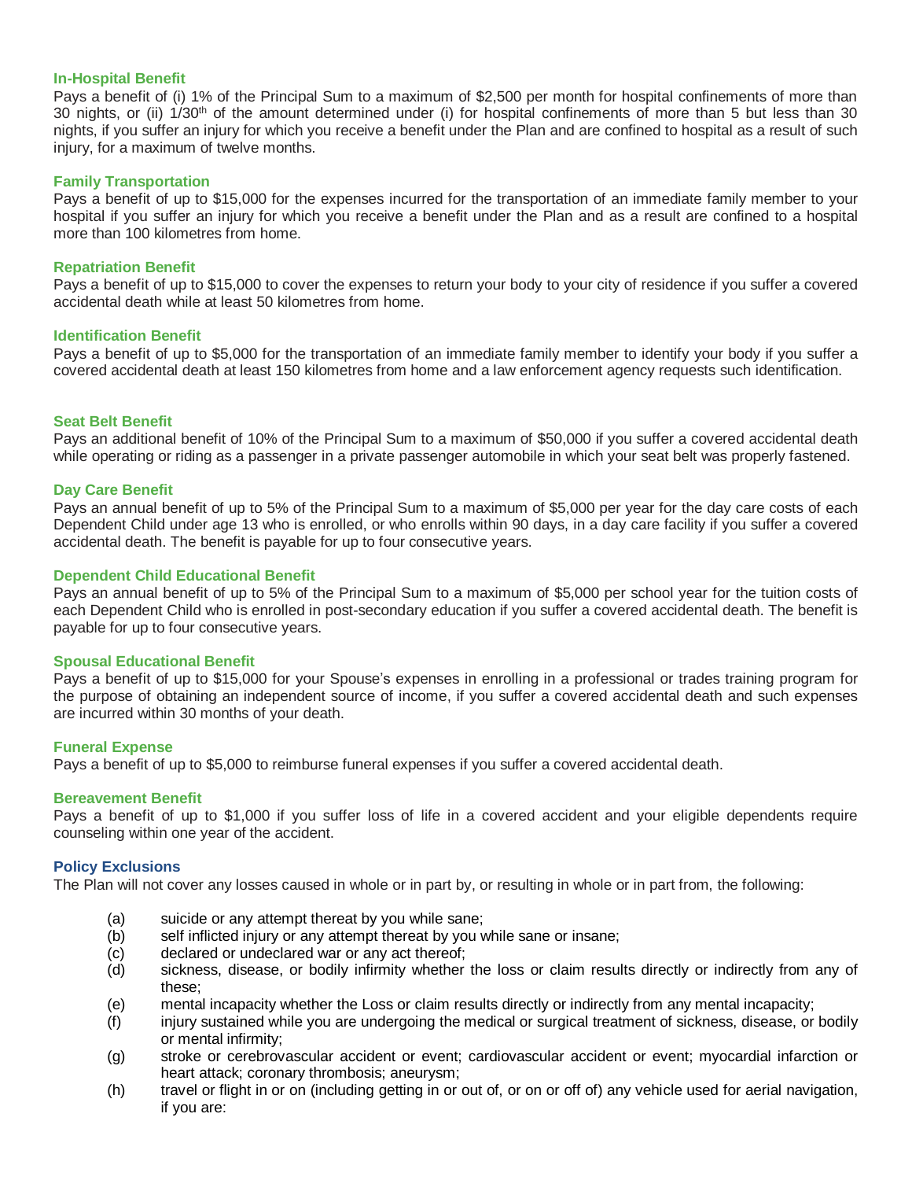### In-Hospital Benefit

Pays a benefit of (i) 1% of the Principal Sum to a maximum of $2,500 per month for hospital confinements of more than 30 nights, or (ii) 1/30th of the amount determined under (i) for hospital confinements of more than 5 but less than 30 nights, if you suffer an injury for which you receive a benefit under the Plan and are confined to hospital as a result of such injury, for a maximum of twelve months.

### Family Transportation

Pays a benefit of up to $15,000 for the expenses incurred for the transportation of an immediate family member to your hospital if you suffer an injury for which you receive a benefit under the Plan and as a result are confined to a hospital more than 100 kilometres from home.

### Repatriation Benefit

Pays a benefit of up to $15,000 to cover the expenses to return your body to your city of residence if you suffer a covered accidental death while at least 50 kilometres from home.

### Identification Benefit

Pays a benefit of up to $5,000 for the transportation of an immediate family member to identify your body if you suffer a covered accidental death at least 150 kilometres from home and a law enforcement agency requests such identification.

### Seat Belt Benefit

Pays an additional benefit of 10% of the Principal Sum to a maximum of $50,000 if you suffer a covered accidental death while operating or riding as a passenger in a private passenger automobile in which your seat belt was properly fastened.

### Day Care Benefit

Pays an annual benefit of up to 5% of the Principal Sum to a maximum of $5,000 per year for the day care costs of each Dependent Child under age 13 who is enrolled, or who enrolls within 90 days, in a day care facility if you suffer a covered accidental death. The benefit is payable for up to four consecutive years.

### Dependent Child Educational Benefit

Pays an annual benefit of up to 5% of the Principal Sum to a maximum of $5,000 per school year for the tuition costs of each Dependent Child who is enrolled in post-secondary education if you suffer a covered accidental death. The benefit is payable for up to four consecutive years.

### Spousal Educational Benefit

Pays a benefit of up to $15,000 for your Spouse's expenses in enrolling in a professional or trades training program for the purpose of obtaining an independent source of income, if you suffer a covered accidental death and such expenses are incurred within 30 months of your death.

### Funeral Expense

Pays a benefit of up to $5,000 to reimburse funeral expenses if you suffer a covered accidental death.

### Bereavement Benefit

Pays a benefit of up to $1,000 if you suffer loss of life in a covered accident and your eligible dependents require counseling within one year of the accident.

### Policy Exclusions

The Plan will not cover any losses caused in whole or in part by, or resulting in whole or in part from, the following:

- (a) suicide or any attempt thereat by you while sane;
- (b) self inflicted injury or any attempt thereat by you while sane or insane;
- (c) declared or undeclared war or any act thereof;
- (d) sickness, disease, or bodily infirmity whether the loss or claim results directly or indirectly from any of these;
- (e) mental incapacity whether the Loss or claim results directly or indirectly from any mental incapacity;
- (f) injury sustained while you are undergoing the medical or surgical treatment of sickness, disease, or bodily or mental infirmity;
- (g) stroke or cerebrovascular accident or event; cardiovascular accident or event; myocardial infarction or heart attack; coronary thrombosis; aneurysm;
- (h) travel or flight in or on (including getting in or out of, or on or off of) any vehicle used for aerial navigation, if you are: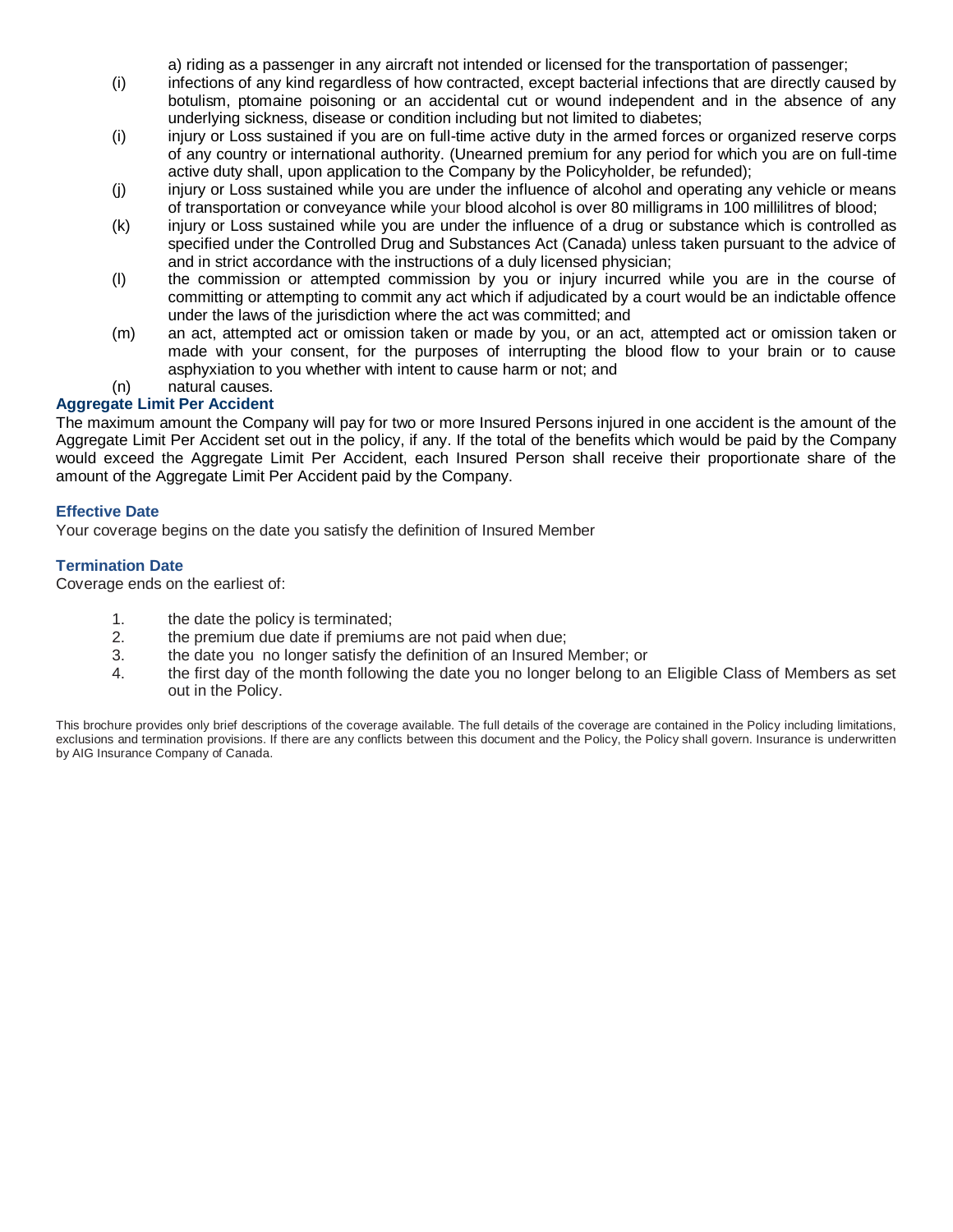a) riding as a passenger in any aircraft not intended or licensed for the transportation of passenger;

(i) infections of any kind regardless of how contracted, except bacterial infections that are directly caused by botulism, ptomaine poisoning or an accidental cut or wound independent and in the absence of any underlying sickness, disease or condition including but not limited to diabetes;

(i) injury or Loss sustained if you are on full-time active duty in the armed forces or organized reserve corps of any country or international authority. (Unearned premium for any period for which you are on full-time active duty shall, upon application to the Company by the Policyholder, be refunded);

(j) injury or Loss sustained while you are under the influence of alcohol and operating any vehicle or means of transportation or conveyance while your blood alcohol is over 80 milligrams in 100 millilitres of blood;

(k) injury or Loss sustained while you are under the influence of a drug or substance which is controlled as specified under the Controlled Drug and Substances Act (Canada) unless taken pursuant to the advice of and in strict accordance with the instructions of a duly licensed physician;

(l) the commission or attempted commission by you or injury incurred while you are in the course of committing or attempting to commit any act which if adjudicated by a court would be an indictable offence under the laws of the jurisdiction where the act was committed; and

(m) an act, attempted act or omission taken or made by you, or an act, attempted act or omission taken or made with your consent, for the purposes of interrupting the blood flow to your brain or to cause asphyxiation to you whether with intent to cause harm or not; and

(n) natural causes.

### Aggregate Limit Per Accident

The maximum amount the Company will pay for two or more Insured Persons injured in one accident is the amount of the Aggregate Limit Per Accident set out in the policy, if any. If the total of the benefits which would be paid by the Company would exceed the Aggregate Limit Per Accident, each Insured Person shall receive their proportionate share of the amount of the Aggregate Limit Per Accident paid by the Company.

### Effective Date

Your coverage begins on the date you satisfy the definition of Insured Member

### Termination Date

Coverage ends on the earliest of:

1. the date the policy is terminated;
2. the premium due date if premiums are not paid when due;
3. the date you no longer satisfy the definition of an Insured Member; or
4. the first day of the month following the date you no longer belong to an Eligible Class of Members as set out in the Policy.

This brochure provides only brief descriptions of the coverage available. The full details of the coverage are contained in the Policy including limitations, exclusions and termination provisions. If there are any conflicts between this document and the Policy, the Policy shall govern. Insurance is underwritten by AIG Insurance Company of Canada.